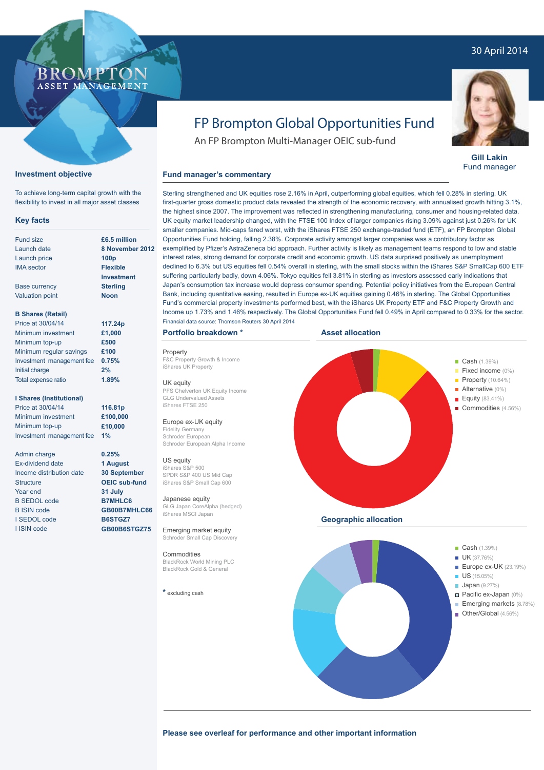30 April 2014

BROMPTON ASSET MANAGEMENT

# FP Brompton Global Opportunities Fund

An FP Brompton Multi-Manager OEIC sub-fund

**Gill Lakin**
Fund manager

## Investment objective

To achieve long-term capital growth with the flexibility to invest in all major asset classes

## Key facts

| | |
|---|---|
| Fund size | £6.5 million |
| Launch date | 8 November 2012 |
| Launch price | 100p |
| IMA sector | Flexible Investment |
| Base currency | Sterling |
| Valuation point | Noon |

**B Shares (Retail)**

| | |
|---|---|
| Price at 30/04/14 | 117.24p |
| Minimum investment | £1,000 |
| Minimum top-up | £500 |
| Minimum regular savings | £100 |
| Investment management fee | 0.75% |
| Initial charge | 2% |
| Total expense ratio | 1.89% |

**I Shares (Institutional)**

| | |
|---|---|
| Price at 30/04/14 | 116.81p |
| Minimum investment | £100,000 |
| Minimum top-up | £10,000 |
| Investment management fee | 1% |

| | |
|---|---|
| Admin charge | 0.25% |
| Ex-dividend date | 1 August |
| Income distribution date | 30 September |
| Structure | OEIC sub-fund |
| Year end | 31 July |
| B SEDOL code | B7MHLC6 |
| B ISIN code | GB00B7MHLC66 |
| I SEDOL code | B6STGZ7 |
| I ISIN code | GB00B6STGZ75 |

## Fund manager's commentary

Sterling strengthened and UK equities rose 2.16% in April, outperforming global equities, which fell 0.28% in sterling. UK first-quarter gross domestic product data revealed the strength of the economic recovery, with annualised growth hitting 3.1%, the highest since 2007. The improvement was reflected in strengthening manufacturing, consumer and housing-related data. UK equity market leadership changed, with the FTSE 100 Index of larger companies rising 3.09% against just 0.26% for UK smaller companies. Mid-caps fared worst, with the iShares FTSE 250 exchange-traded fund (ETF), an FP Brompton Global Opportunities Fund holding, falling 2.38%. Corporate activity amongst larger companies was a contributory factor as exemplified by Pfizer's AstraZeneca bid approach. Further activity is likely as management teams respond to low and stable interest rates, strong demand for corporate credit and economic growth. US data surprised positively as unemployment declined to 6.3% but US equities fell 0.54% overall in sterling, with the small stocks within the iShares S&P SmallCap 600 ETF suffering particularly badly, down 4.06%. Tokyo equities fell 3.81% in sterling as investors assessed early indications that Japan's consumption tax increase would depress consumer spending. Potential policy initiatives from the European Central Bank, including quantitative easing, resulted in Europe ex-UK equities gaining 0.46% in sterling. The Global Opportunities Fund's commercial property investments performed best, with the iShares UK Property ETF and F&C Property Growth and Income up 1.73% and 1.46% respectively. The Global Opportunities Fund fell 0.49% in April compared to 0.33% for the sector.

Financial data source: Thomson Reuters 30 April 2014

## Portfolio breakdown *

**Property**
F&C Property Growth & Income
iShares UK Property

**UK equity**
PFS Chelverton UK Equity Income
GLG Undervalued Assets
iShares FTSE 250

**Europe ex-UK equity**
Fidelity Germany
Schroder European
Schroder European Alpha Income

**US equity**
iShares S&P 500
SPDR S&P 400 US Mid Cap
iShares S&P Small Cap 600

**Japanese equity**
GLG Japan CoreAlpha (hedged)
iShares MSCI Japan

**Emerging market equity**
Schroder Small Cap Discovery

**Commodities**
BlackRock World Mining PLC
BlackRock Gold & General

* excluding cash

## Asset allocation

- Cash (1.39%)
- Fixed income (0%)
- Property (10.64%)
- Alternative (0%)
- Equity (83.41%)
- Commodities (4.56%)

## Geographic allocation

- Cash (1.39%)
- UK (37.76%)
- Europe ex-UK (23.19%)
- US (15.05%)
- Japan (9.27%)
- Pacific ex-Japan (0%)
- Emerging markets (8.78%)
- Other/Global (4.56%)

**Please see overleaf for performance and other important information**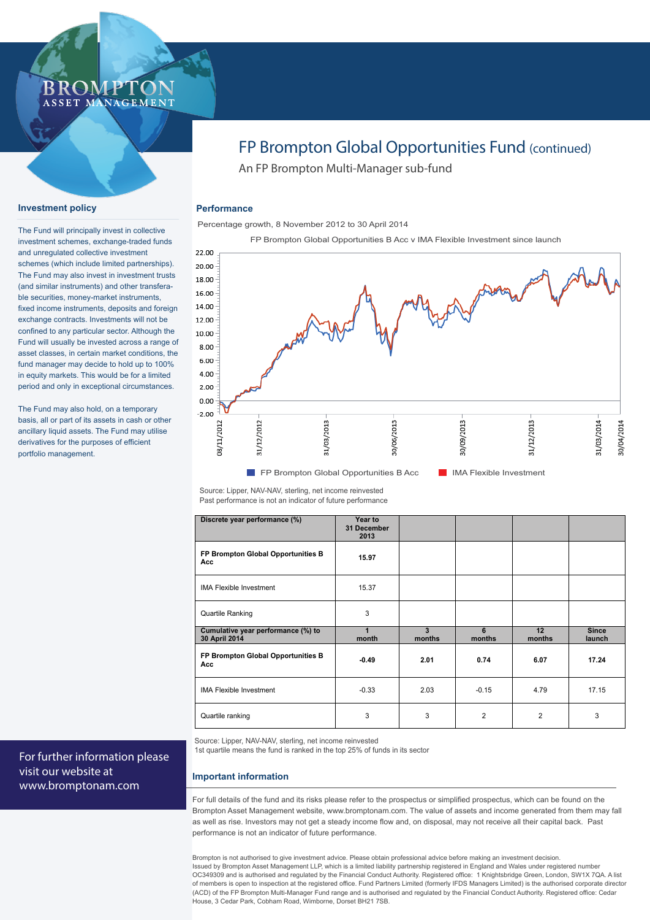BROMPTON
ASSET MANAGEMENT

# FP Brompton Global Opportunities Fund (continued)

An FP Brompton Multi-Manager sub-fund

## Investment policy

The Fund will principally invest in collective investment schemes, exchange-traded funds and unregulated collective investment schemes (which include limited partnerships). The Fund may also invest in investment trusts (and similar instruments) and other transferable securities, money-market instruments, fixed income instruments, deposits and foreign exchange contracts. Investments will not be confined to any particular sector. Although the Fund will usually be invested across a range of asset classes, in certain market conditions, the fund manager may decide to hold up to 100% in equity markets. This would be for a limited period and only in exceptional circumstances.

The Fund may also hold, on a temporary basis, all or part of its assets in cash or other ancillary liquid assets. The Fund may utilise derivatives for the purposes of efficient portfolio management.

## Performance

Percentage growth, 8 November 2012 to 30 April 2014

FP Brompton Global Opportunities B Acc v IMA Flexible Investment since launch

22.00
20.00
18.00
16.00
14.00
12.00
10.00
8.00
6.00
4.00
2.00
0.00
-2.00

08/11/2012
31/12/2012
31/03/2013
30/06/2013
30/09/2013
31/12/2013
31/03/2014
30/04/2014

FP Brompton Global Opportunities B Acc
IMA Flexible Investment

Source: Lipper, NAV-NAV, sterling, net income reinvested
Past performance is not an indicator of future performance

| Discrete year performance (%) | Year to 31 December 2013 | | | | |
|---|---|---|---|---|---|
| **FP Brompton Global Opportunities B Acc** | **15.97** | | | | |
| IMA Flexible Investment | 15.37 | | | | |
| Quartile Ranking | 3 | | | | |
| **Cumulative year performance (%) to 30 April 2014** | **1 month** | **3 months** | **6 months** | **12 months** | **Since launch** |
| **FP Brompton Global Opportunities B Acc** | **-0.49** | **2.01** | **0.74** | **6.07** | **17.24** |
| IMA Flexible Investment | -0.33 | 2.03 | -0.15 | 4.79 | 17.15 |
| Quartile ranking | 3 | 3 | 2 | 2 | 3 |

Source: Lipper, NAV-NAV, sterling, net income reinvested
1st quartile means the fund is ranked in the top 25% of funds in its sector

For further information please visit our website at www.bromptonam.com

## Important information

For full details of the fund and its risks please refer to the prospectus or simplified prospectus, which can be found on the Brompton Asset Management website, www.bromptonam.com. The value of assets and income generated from them may fall as well as rise. Investors may not get a steady income flow and, on disposal, may not receive all their capital back. Past performance is not an indicator of future performance.

Brompton is not authorised to give investment advice. Please obtain professional advice before making an investment decision. Issued by Brompton Asset Management LLP, which is a limited liability partnership registered in England and Wales under registered number OC349309 and is authorised and regulated by the Financial Conduct Authority. Registered office: 1 Knightsbridge Green, London, SW1X 7QA. A list of members is open to inspection at the registered office. Fund Partners Limited (formerly IFDS Managers Limited) is the authorised corporate director (ACD) of the FP Brompton Multi-Manager Fund range and is authorised and regulated by the Financial Conduct Authority. Registered office: Cedar House, 3 Cedar Park, Cobham Road, Wimborne, Dorset BH21 7SB.